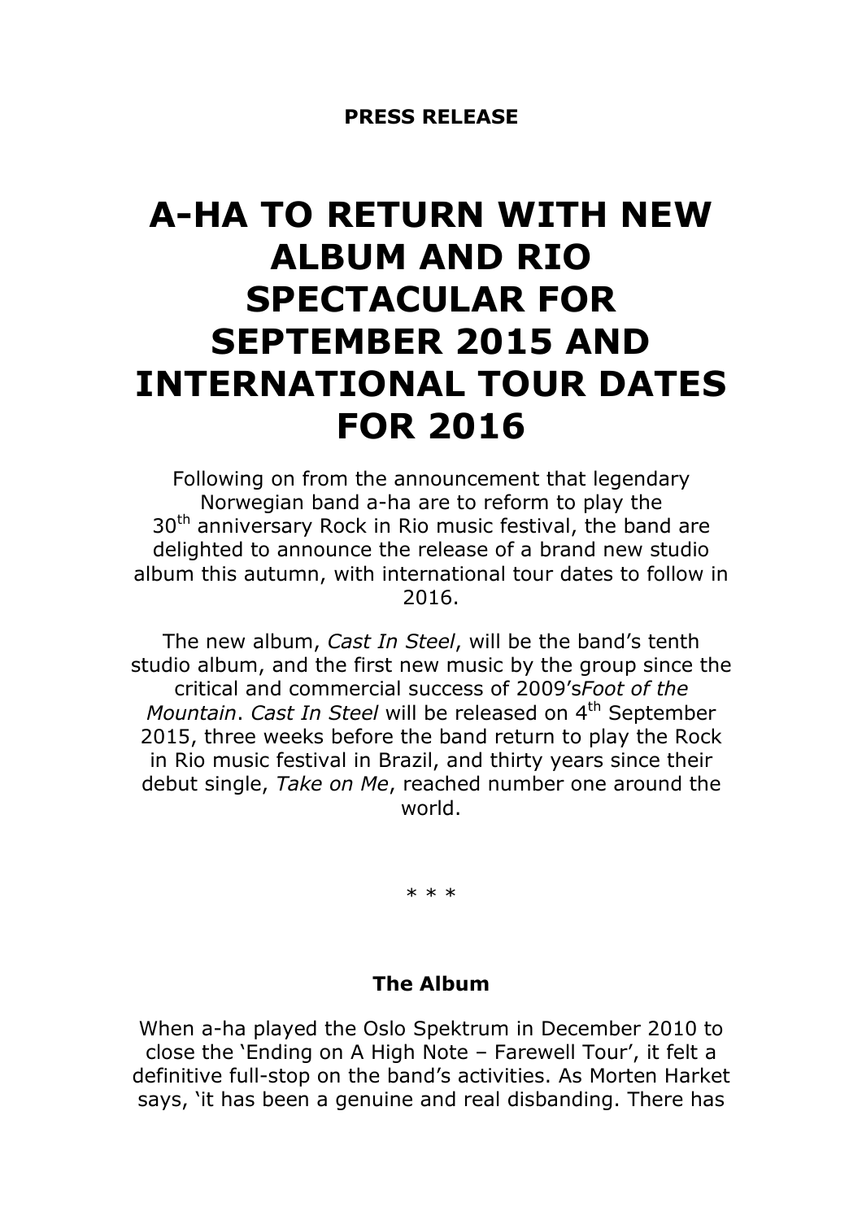**PRESS RELEASE**

# A-HA TO RETURN WITH NEW ALBUM AND RIO SPECTACULAR FOR SEPTEMBER 2015 AND INTERNATIONAL TOUR DATES FOR 2016

Following on from the announcement that legendary Norwegian band a-ha are to reform to play the 30th anniversary Rock in Rio music festival, the band are delighted to announce the release of a brand new studio album this autumn, with international tour dates to follow in 2016.

The new album, *Cast In Steel*, will be the band's tenth studio album, and the first new music by the group since the critical and commercial success of 2009's*Foot of the Mountain*. *Cast In Steel* will be released on 4th September 2015, three weeks before the band return to play the Rock in Rio music festival in Brazil, and thirty years since their debut single, *Take on Me*, reached number one around the world.

* * *

## The Album

When a-ha played the Oslo Spektrum in December 2010 to close the 'Ending on A High Note – Farewell Tour', it felt a definitive full-stop on the band's activities. As Morten Harket says, 'it has been a genuine and real disbanding. There has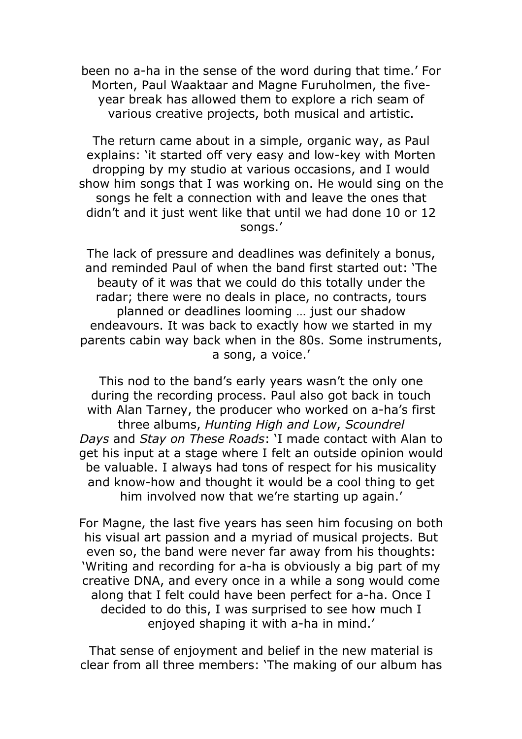been no a-ha in the sense of the word during that time.' For Morten, Paul Waaktaar and Magne Furuholmen, the five-year break has allowed them to explore a rich seam of various creative projects, both musical and artistic.

The return came about in a simple, organic way, as Paul explains: 'it started off very easy and low-key with Morten dropping by my studio at various occasions, and I would show him songs that I was working on. He would sing on the songs he felt a connection with and leave the ones that didn't and it just went like that until we had done 10 or 12 songs.'

The lack of pressure and deadlines was definitely a bonus, and reminded Paul of when the band first started out: 'The beauty of it was that we could do this totally under the radar; there were no deals in place, no contracts, tours planned or deadlines looming … just our shadow endeavours. It was back to exactly how we started in my parents cabin way back when in the 80s. Some instruments, a song, a voice.'

This nod to the band's early years wasn't the only one during the recording process. Paul also got back in touch with Alan Tarney, the producer who worked on a-ha's first three albums, *Hunting High and Low*, *Scoundrel Days* and *Stay on These Roads*: 'I made contact with Alan to get his input at a stage where I felt an outside opinion would be valuable. I always had tons of respect for his musicality and know-how and thought it would be a cool thing to get him involved now that we're starting up again.'

For Magne, the last five years has seen him focusing on both his visual art passion and a myriad of musical projects. But even so, the band were never far away from his thoughts: 'Writing and recording for a-ha is obviously a big part of my creative DNA, and every once in a while a song would come along that I felt could have been perfect for a-ha. Once I decided to do this, I was surprised to see how much I enjoyed shaping it with a-ha in mind.'

That sense of enjoyment and belief in the new material is clear from all three members: 'The making of our album has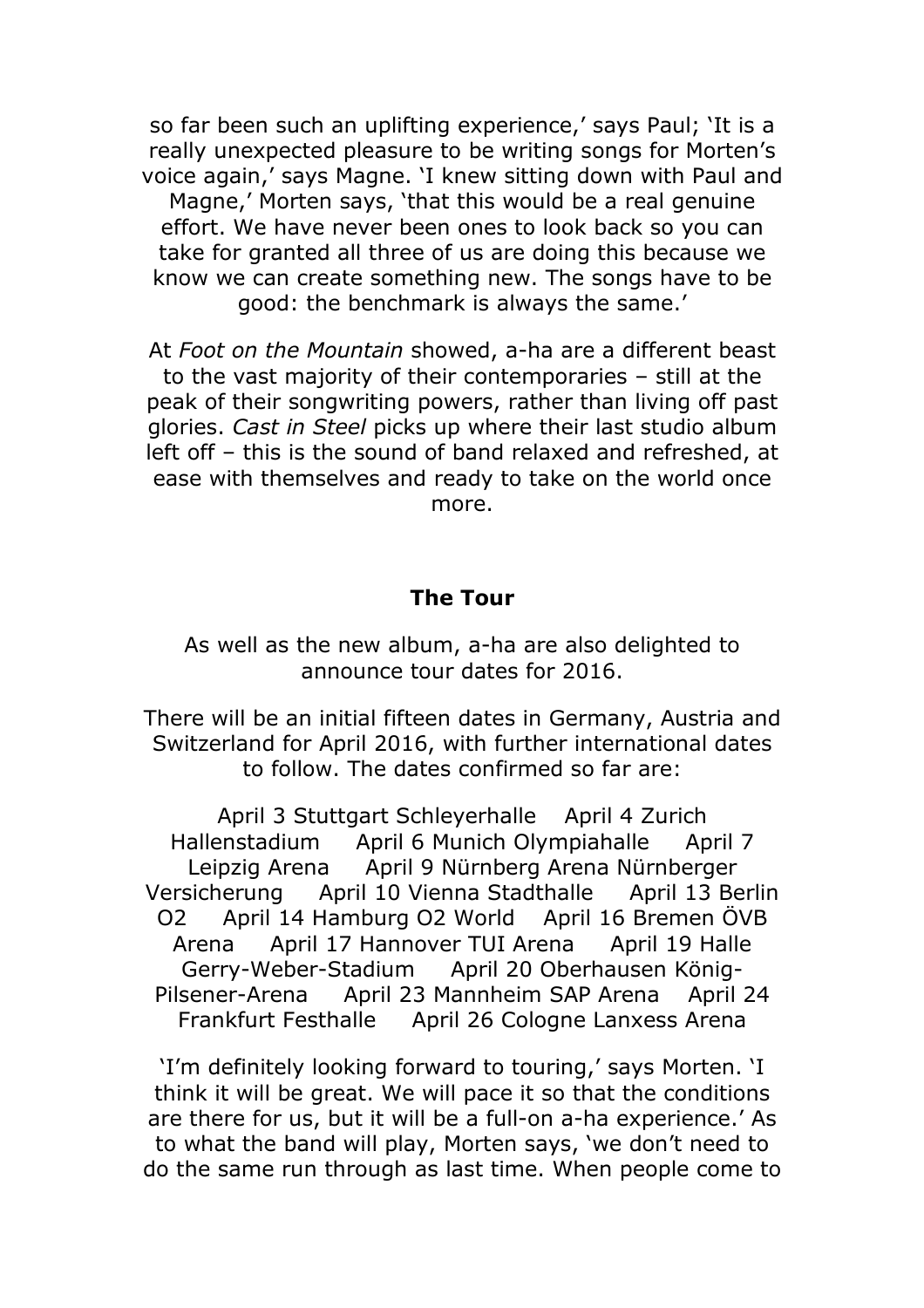so far been such an uplifting experience,' says Paul; 'It is a really unexpected pleasure to be writing songs for Morten's voice again,' says Magne. 'I knew sitting down with Paul and Magne,' Morten says, 'that this would be a real genuine effort. We have never been ones to look back so you can take for granted all three of us are doing this because we know we can create something new. The songs have to be good: the benchmark is always the same.'

At *Foot on the Mountain* showed, a-ha are a different beast to the vast majority of their contemporaries – still at the peak of their songwriting powers, rather than living off past glories. *Cast in Steel* picks up where their last studio album left off – this is the sound of band relaxed and refreshed, at ease with themselves and ready to take on the world once more.

**The Tour**

As well as the new album, a-ha are also delighted to announce tour dates for 2016.

There will be an initial fifteen dates in Germany, Austria and Switzerland for April 2016, with further international dates to follow. The dates confirmed so far are:

April 3 Stuttgart Schleyerhalle April 4 Zurich Hallenstadium April 6 Munich Olympiahalle April 7 Leipzig Arena April 9 Nürnberg Arena Nürnberger Versicherung April 10 Vienna Stadthalle April 13 Berlin O2 April 14 Hamburg O2 World April 16 Bremen ÖVB Arena April 17 Hannover TUI Arena April 19 Halle Gerry-Weber-Stadium April 20 Oberhausen König-Pilsener-Arena April 23 Mannheim SAP Arena April 24 Frankfurt Festhalle April 26 Cologne Lanxess Arena

'I'm definitely looking forward to touring,' says Morten. 'I think it will be great. We will pace it so that the conditions are there for us, but it will be a full-on a-ha experience.' As to what the band will play, Morten says, 'we don't need to do the same run through as last time. When people come to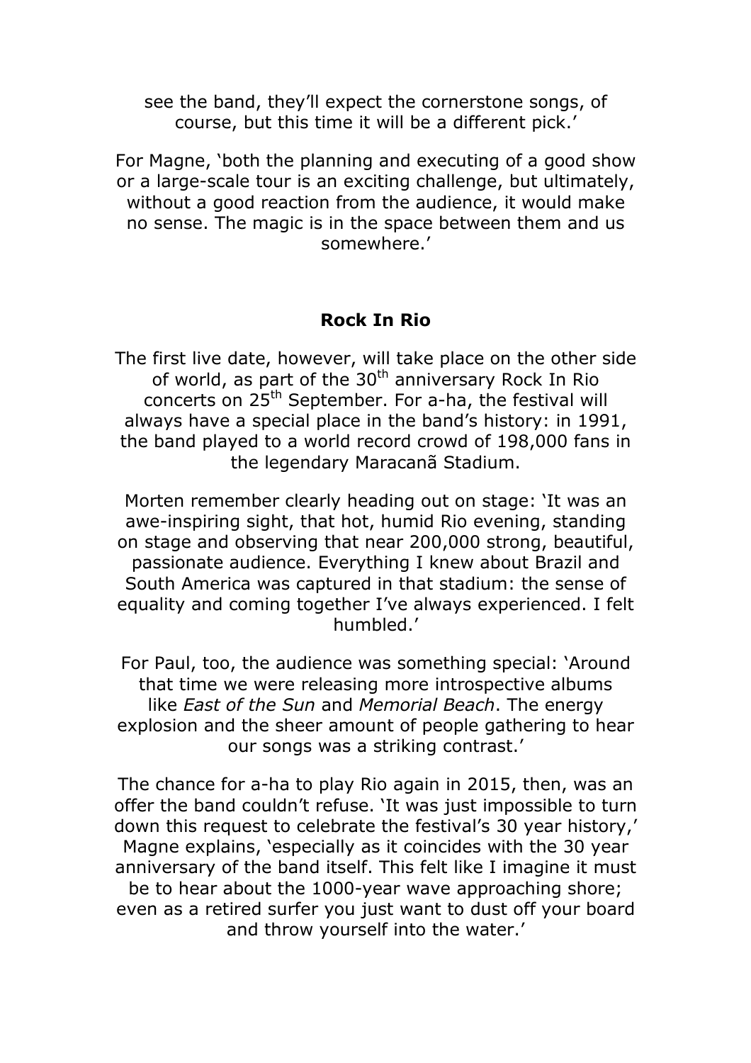see the band, they'll expect the cornerstone songs, of course, but this time it will be a different pick.'

For Magne, 'both the planning and executing of a good show or a large-scale tour is an exciting challenge, but ultimately, without a good reaction from the audience, it would make no sense. The magic is in the space between them and us somewhere.'

**Rock In Rio**

The first live date, however, will take place on the other side of world, as part of the 30th anniversary Rock In Rio concerts on 25th September. For a-ha, the festival will always have a special place in the band's history: in 1991, the band played to a world record crowd of 198,000 fans in the legendary Maracanã Stadium.

Morten remember clearly heading out on stage: 'It was an awe-inspiring sight, that hot, humid Rio evening, standing on stage and observing that near 200,000 strong, beautiful, passionate audience. Everything I knew about Brazil and South America was captured in that stadium: the sense of equality and coming together I've always experienced. I felt humbled.'

For Paul, too, the audience was something special: 'Around that time we were releasing more introspective albums like *East of the Sun* and *Memorial Beach*. The energy explosion and the sheer amount of people gathering to hear our songs was a striking contrast.'

The chance for a-ha to play Rio again in 2015, then, was an offer the band couldn't refuse. 'It was just impossible to turn down this request to celebrate the festival's 30 year history,' Magne explains, 'especially as it coincides with the 30 year anniversary of the band itself. This felt like I imagine it must be to hear about the 1000-year wave approaching shore; even as a retired surfer you just want to dust off your board and throw yourself into the water.'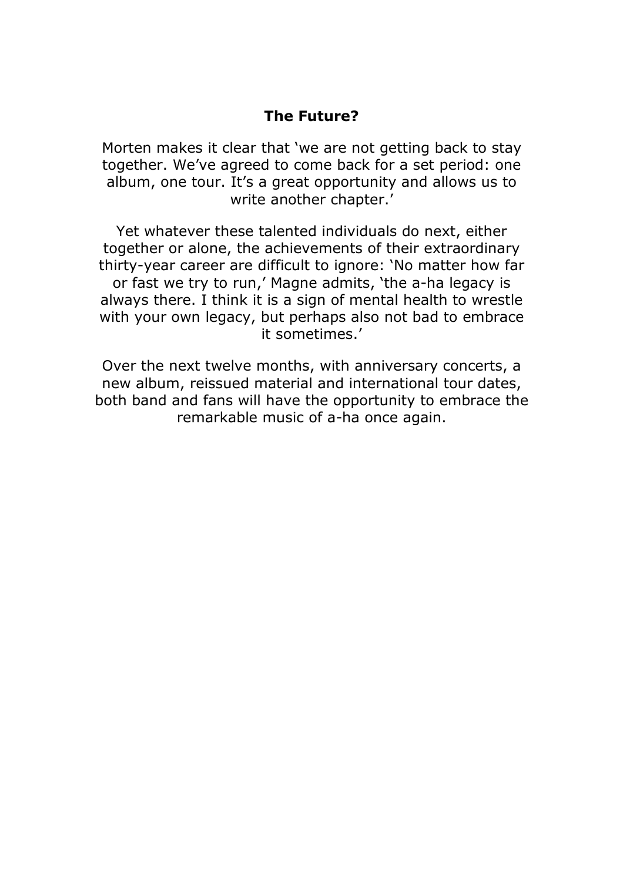## The Future?

Morten makes it clear that ‘we are not getting back to stay together. We’ve agreed to come back for a set period: one album, one tour. It’s a great opportunity and allows us to write another chapter.’

Yet whatever these talented individuals do next, either together or alone, the achievements of their extraordinary thirty-year career are difficult to ignore: ‘No matter how far or fast we try to run,’ Magne admits, ‘the a-ha legacy is always there. I think it is a sign of mental health to wrestle with your own legacy, but perhaps also not bad to embrace it sometimes.’

Over the next twelve months, with anniversary concerts, a new album, reissued material and international tour dates, both band and fans will have the opportunity to embrace the remarkable music of a-ha once again.